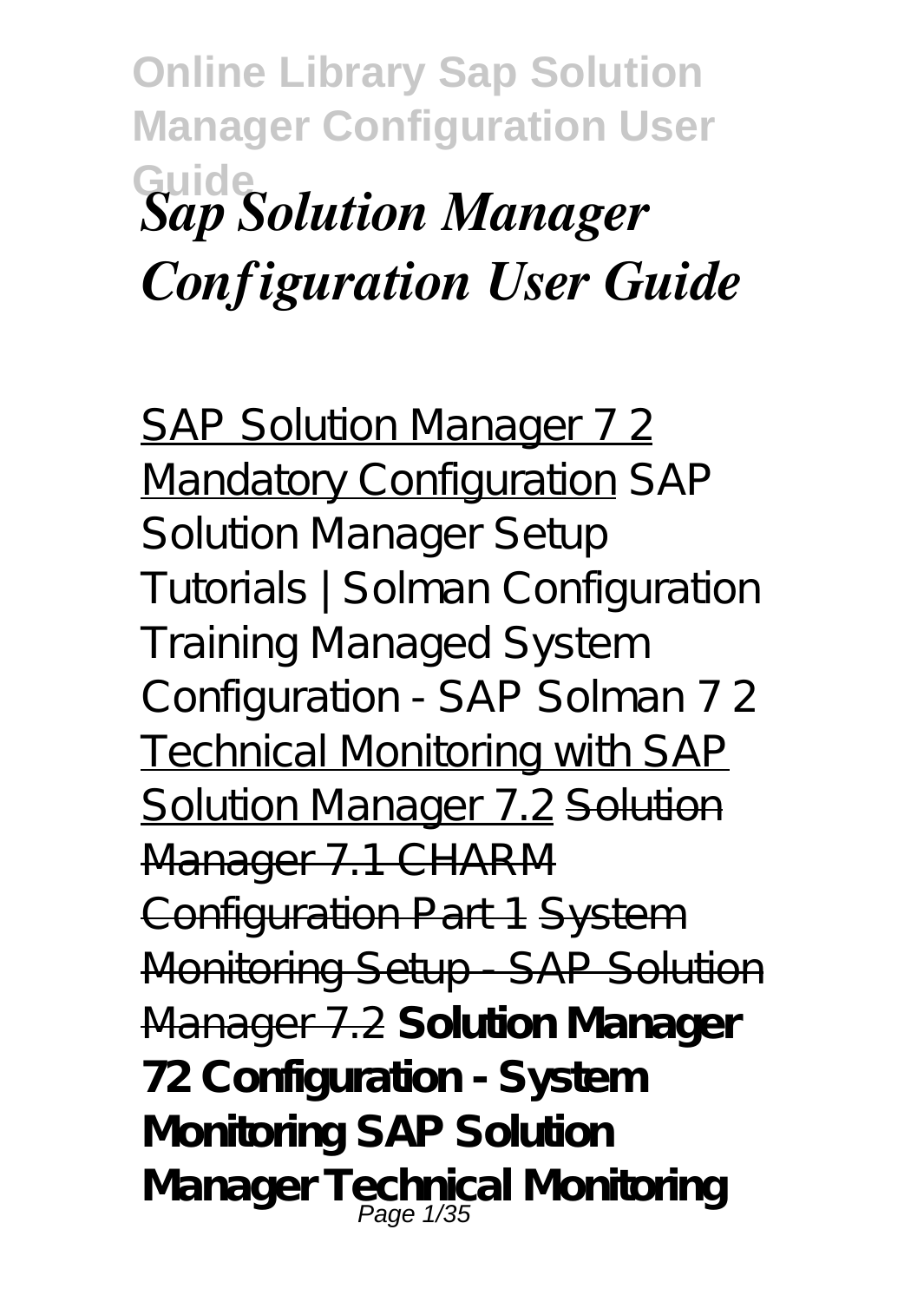**Online Library Sap Solution Manager Configuration User Guide**

# *Sap Solution Manager Configuration User Guide*

SAP Solution Manager 7 2 Mandatory Configuration SAP Solution Manager Setup Tutorials | Solman Configuration Training Managed System Configuration - SAP Solman 7 2 Technical Monitoring with SAP Solution Manager 7.2 ~~Solution Manager 7.1 CHARM Configuration Part 1~~ ~~System Monitoring Setup - SAP Solution Manager 7.2~~ **Solution Manager 72 Configuration - System Monitoring SAP Solution Manager Technical Monitoring**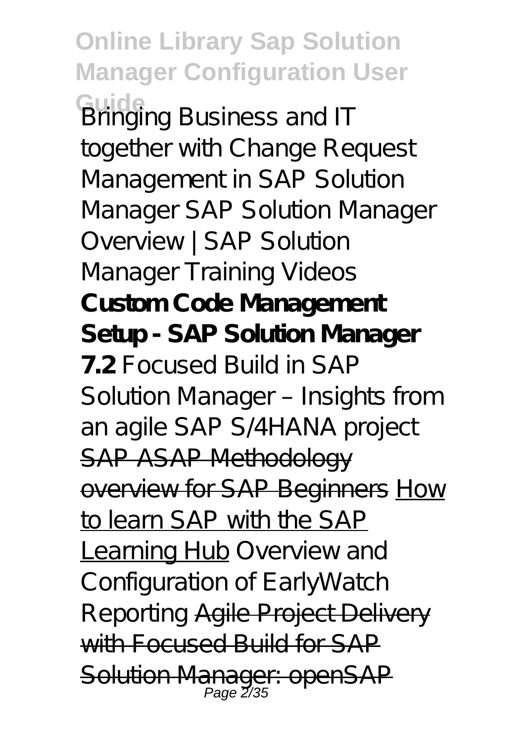*Bringing Business and IT together with Change Request Management in SAP Solution Manager SAP Solution Manager Overview | SAP Solution Manager Training Videos* **Custom Code Management Setup - SAP Solution Manager 7.2** *Focused Build in SAP Solution Manager – Insights from an agile SAP S/4HANA project* ~~SAP ASAP Methodology overview for SAP Beginners~~ How to learn SAP with the SAP Learning Hub *Overview and Configuration of EarlyWatch Reporting* ~~Agile Project Delivery with Focused Build for SAP Solution Manager: openSAP~~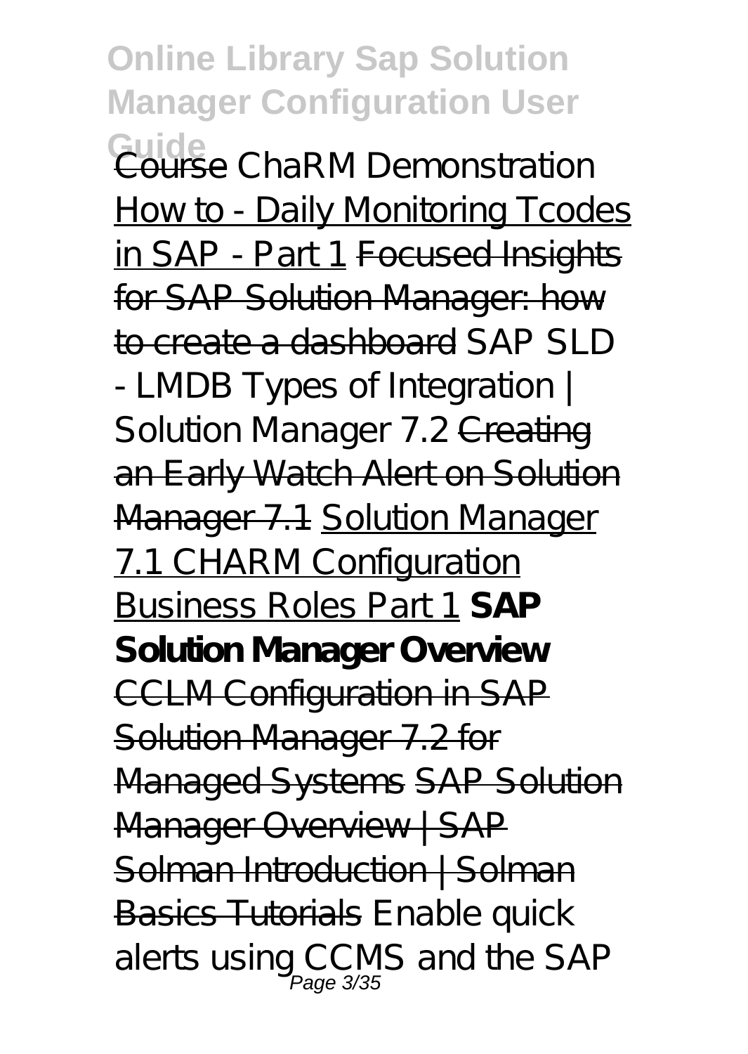Course ChaRM Demonstration How to - Daily Monitoring Tcodes in SAP - Part 1 ~~Focused Insights for SAP Solution Manager: how to create a dashboard~~ SAP SLD - LMDB Types of Integration | Solution Manager 7.2 ~~Creating an Early Watch Alert on Solution Manager 7.1~~ Solution Manager 7.1 CHARM Configuration Business Roles Part 1 **SAP Solution Manager Overview** ~~CCLM Configuration in SAP Solution Manager 7.2 for Managed Systems~~ ~~SAP Solution Manager Overview | SAP Solman Introduction | Solman Basics Tutorials~~ Enable quick alerts using CCMS and the SAP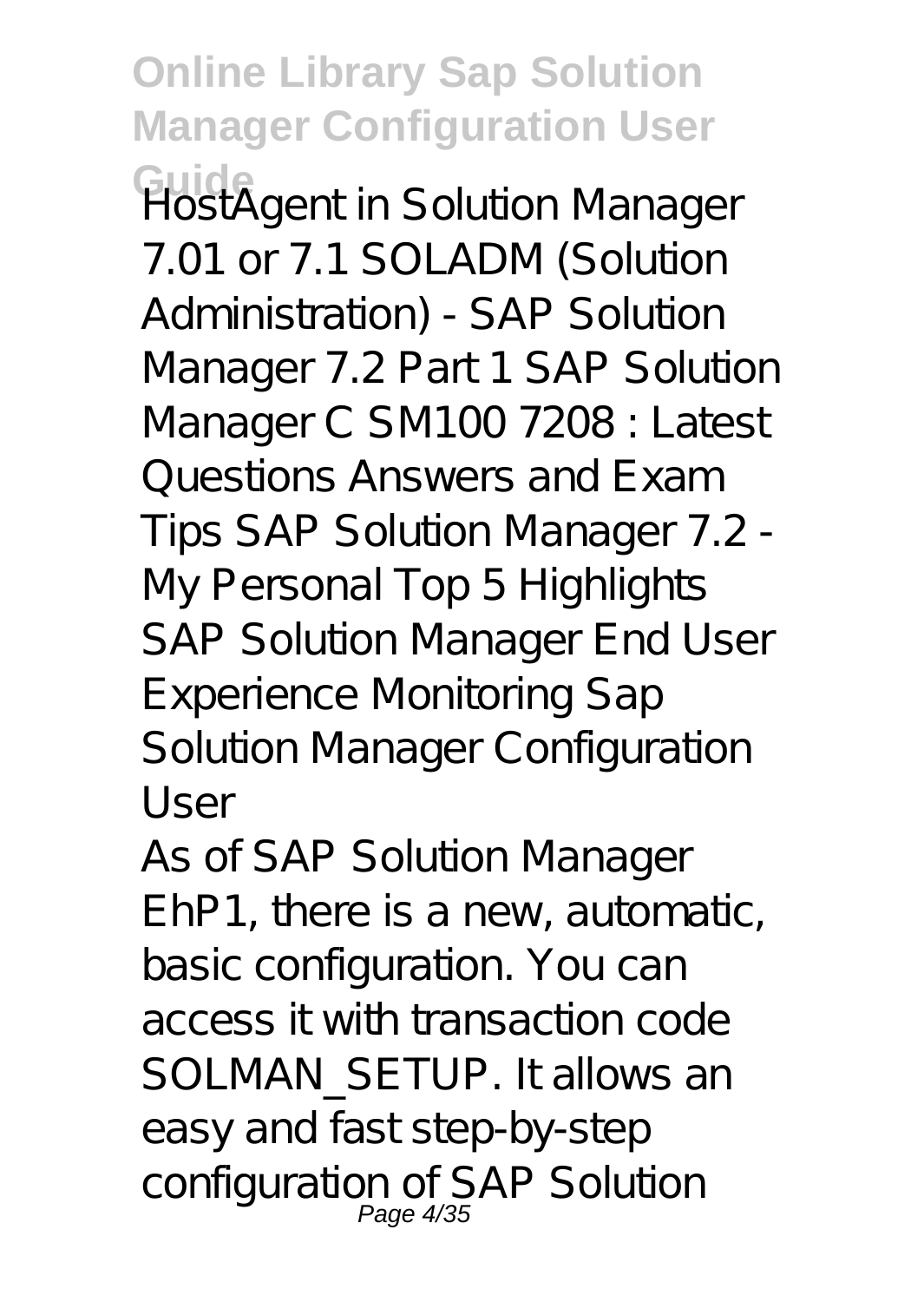HostAgent in Solution Manager 7.01 or 7.1 SOLADM (Solution Administration) - SAP Solution Manager 7.2 Part 1 SAP Solution Manager C SM100 7208 : Latest Questions Answers and Exam Tips SAP Solution Manager 7.2 - My Personal Top 5 Highlights SAP Solution Manager End User Experience Monitoring Sap Solution Manager Configuration User

As of SAP Solution Manager EhP1, there is a new, automatic, basic configuration. You can access it with transaction code SOLMAN_SETUP. It allows an easy and fast step-by-step configuration of SAP Solution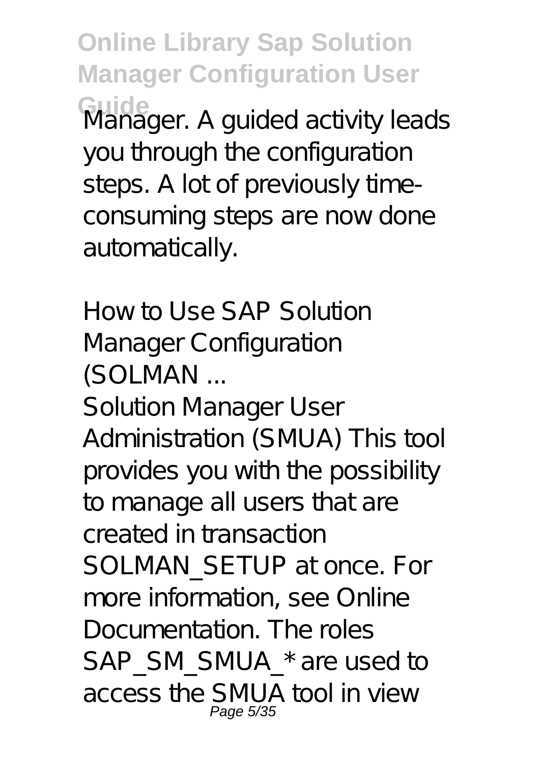Manager. A guided activity leads you through the configuration steps. A lot of previously time-consuming steps are now done automatically.

## How to Use SAP Solution Manager Configuration (SOLMAN ...

Solution Manager User Administration (SMUA) This tool provides you with the possibility to manage all users that are created in transaction SOLMAN_SETUP at once. For more information, see Online Documentation. The roles SAP_SM_SMUA_* are used to access the SMUA tool in view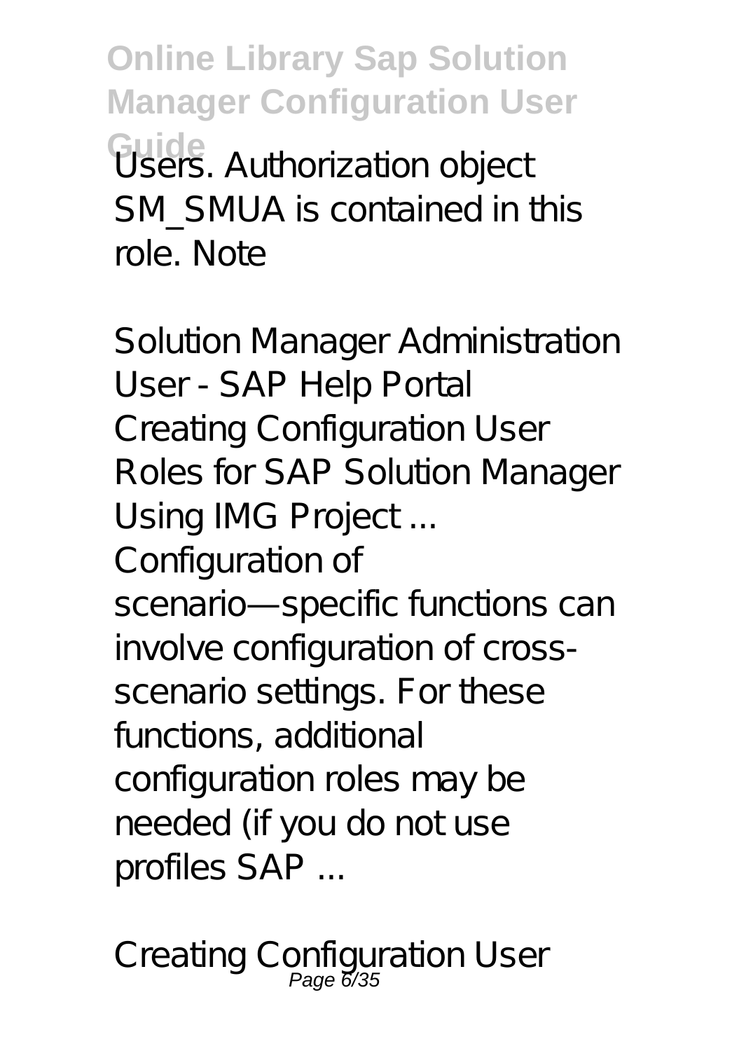Users. Authorization object SM_SMUA is contained in this role. Note

Solution Manager Administration User - SAP Help Portal
Creating Configuration User Roles for SAP Solution Manager Using IMG Project ...
Configuration of scenario—specific functions can involve configuration of cross-scenario settings. For these functions, additional configuration roles may be needed (if you do not use profiles SAP ...

Creating Configuration User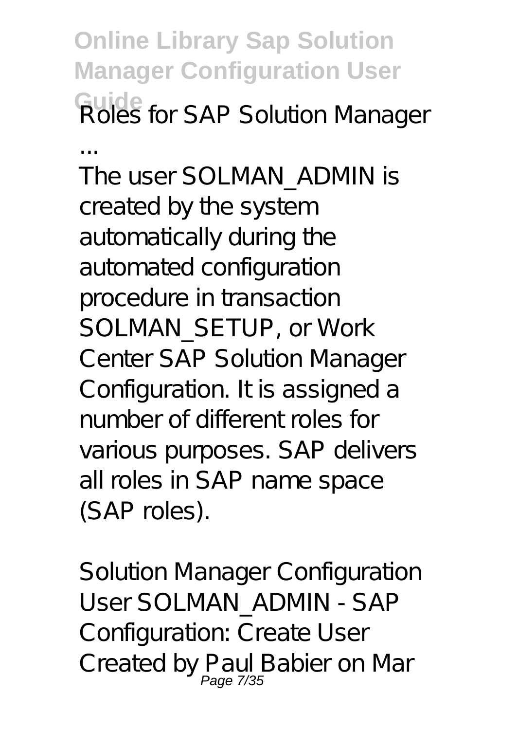*Roles for SAP Solution Manager ...*

The user SOLMAN_ADMIN is created by the system automatically during the automated configuration procedure in transaction SOLMAN_SETUP, or Work Center SAP Solution Manager Configuration. It is assigned a number of different roles for various purposes. SAP delivers all roles in SAP name space (SAP roles).

*Solution Manager Configuration User SOLMAN_ADMIN - SAP*

Configuration: Create User Created by Paul Babier on Mar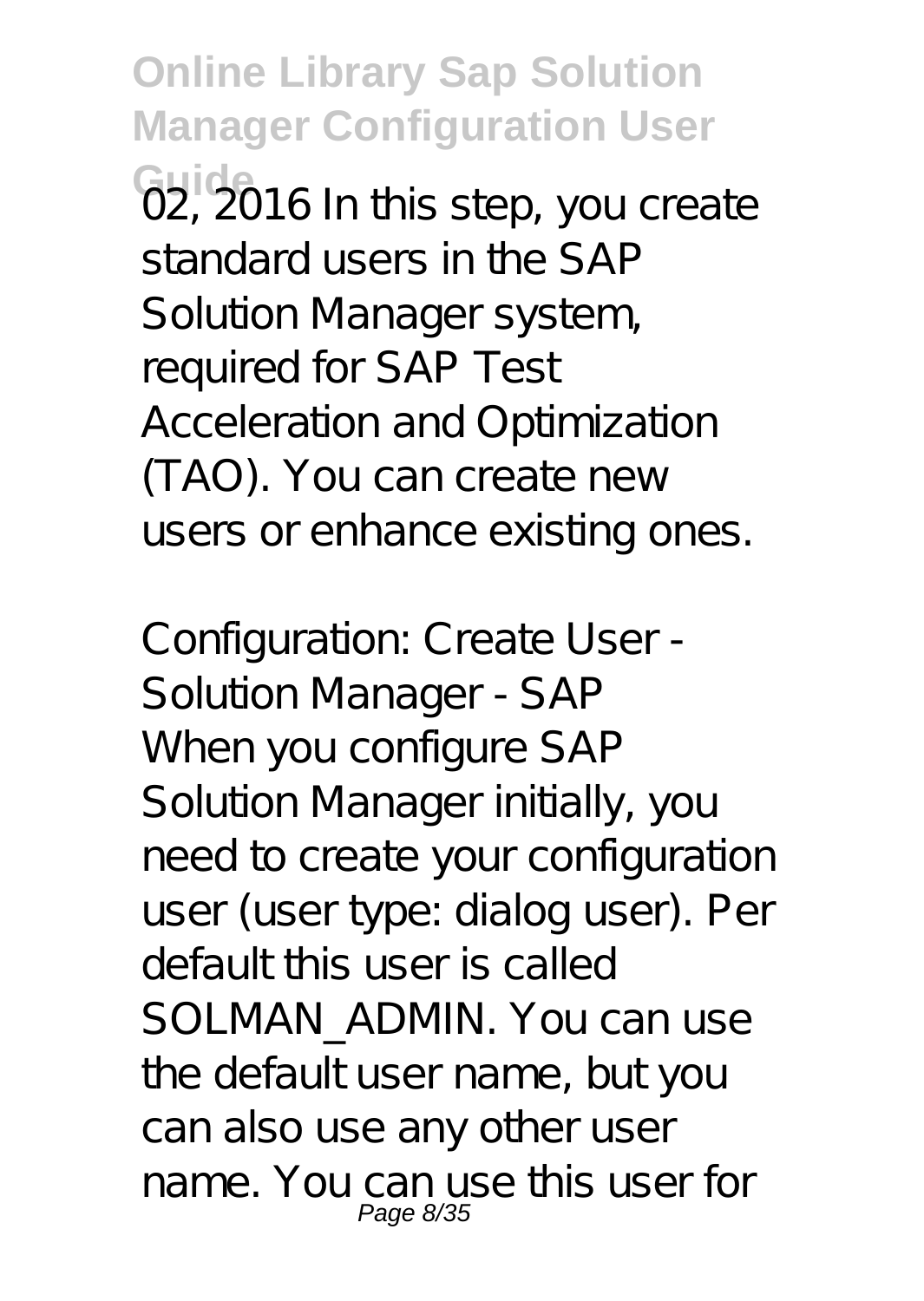02, 2016 In this step, you create standard users in the SAP Solution Manager system, required for SAP Test Acceleration and Optimization (TAO). You can create new users or enhance existing ones.

*Configuration: Create User - Solution Manager - SAP*

When you configure SAP Solution Manager initially, you need to create your configuration user (user type: dialog user). Per default this user is called SOLMAN_ADMIN. You can use the default user name, but you can also use any other user name. You can use this user for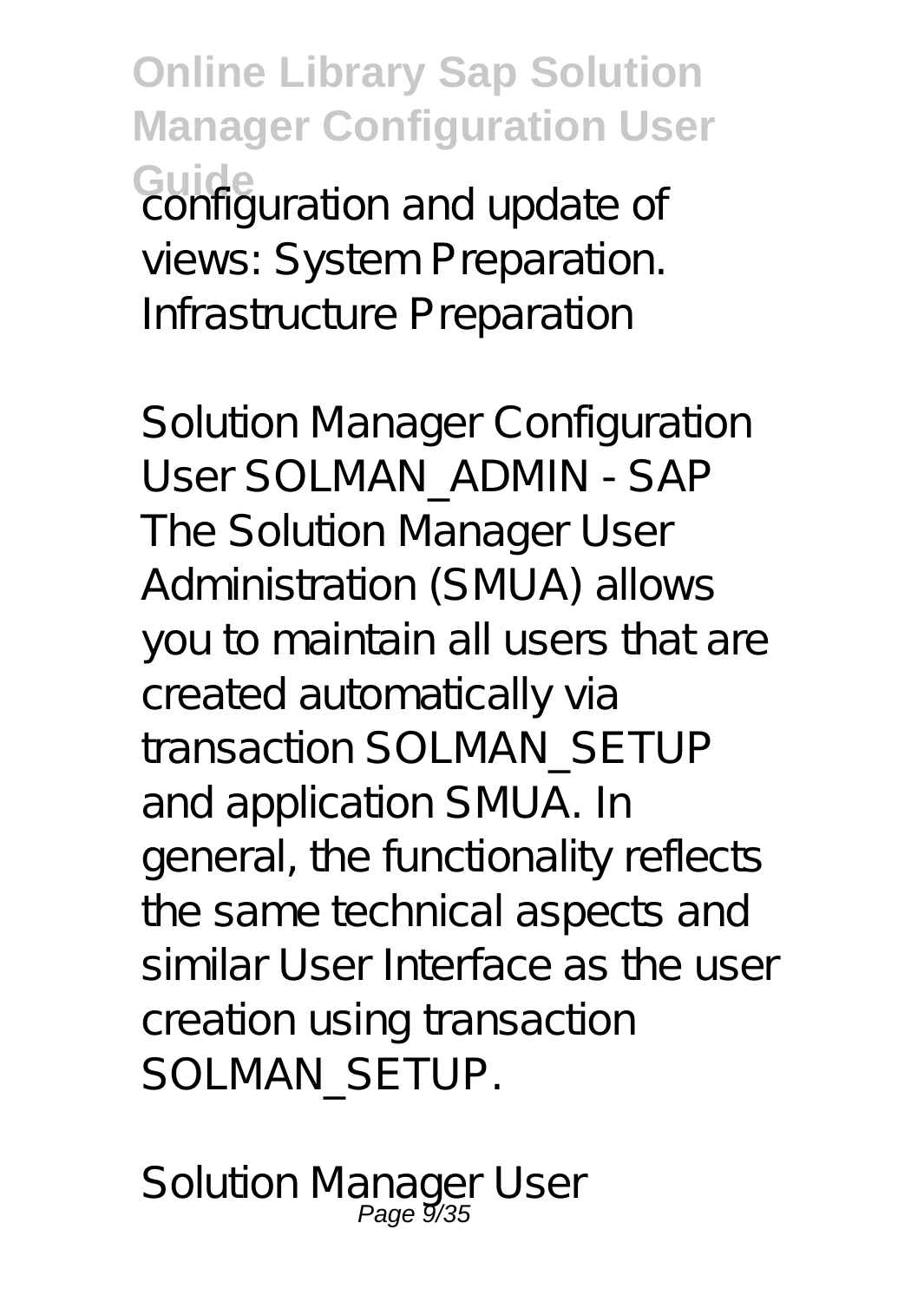configuration and update of views: System Preparation. Infrastructure Preparation

*Solution Manager Configuration User SOLMAN_ADMIN - SAP*

The Solution Manager User Administration (SMUA) allows you to maintain all users that are created automatically via transaction SOLMAN_SETUP and application SMUA. In general, the functionality reflects the same technical aspects and similar User Interface as the user creation using transaction SOLMAN_SETUP.

*Solution Manager User*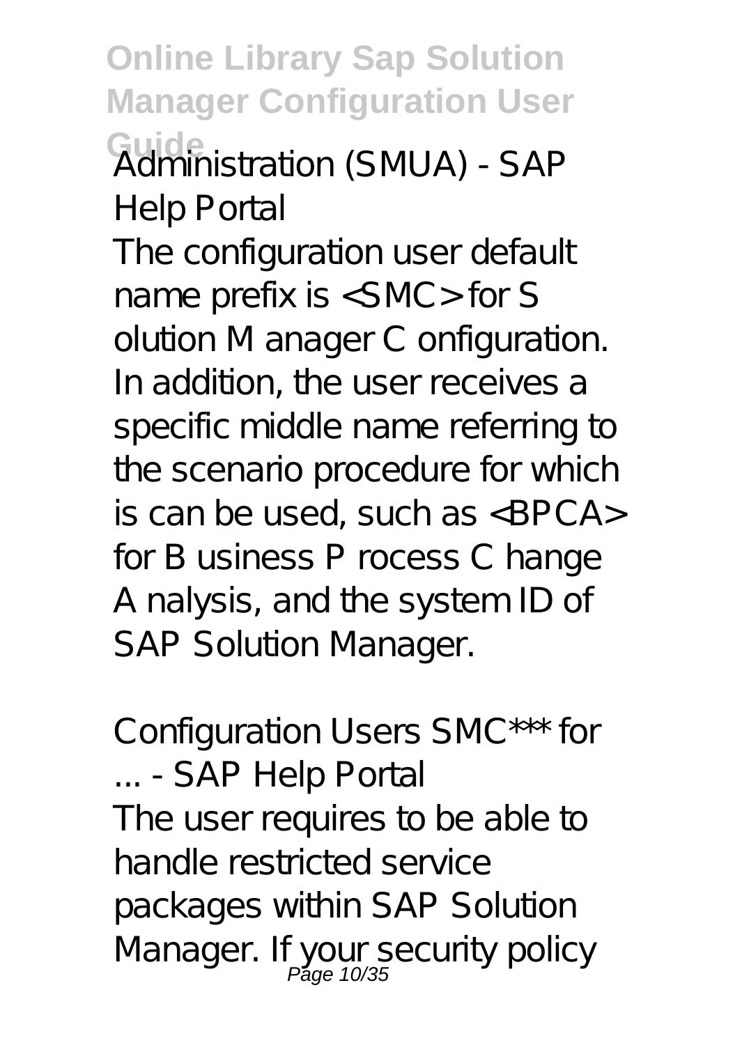Administration (SMUA) - SAP Help Portal

The configuration user default name prefix is <SMC> for S olution M anager C onfiguration. In addition, the user receives a specific middle name referring to the scenario procedure for which is can be used, such as <BPCA> for B usiness P rocess C hange A nalysis, and the system ID of SAP Solution Manager.

Configuration Users SMC*** for ... - SAP Help Portal

The user requires to be able to handle restricted service packages within SAP Solution Manager. If your security policy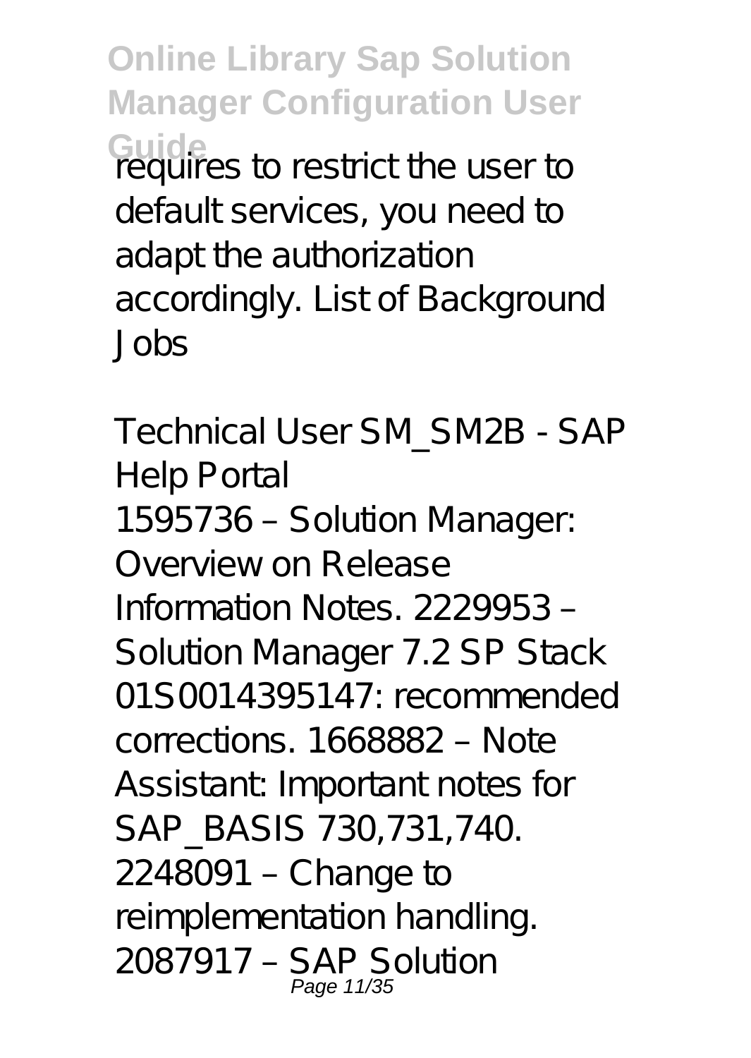requires to restrict the user to default services, you need to adapt the authorization accordingly. List of Background Jobs

*Technical User SM_SM2B - SAP Help Portal*

1595736 – Solution Manager: Overview on Release Information Notes. 2229953 – Solution Manager 7.2 SP Stack 01S0014395147: recommended corrections. 1668882 – Note Assistant: Important notes for SAP_BASIS 730,731,740. 2248091 – Change to reimplementation handling. 2087917 – SAP Solution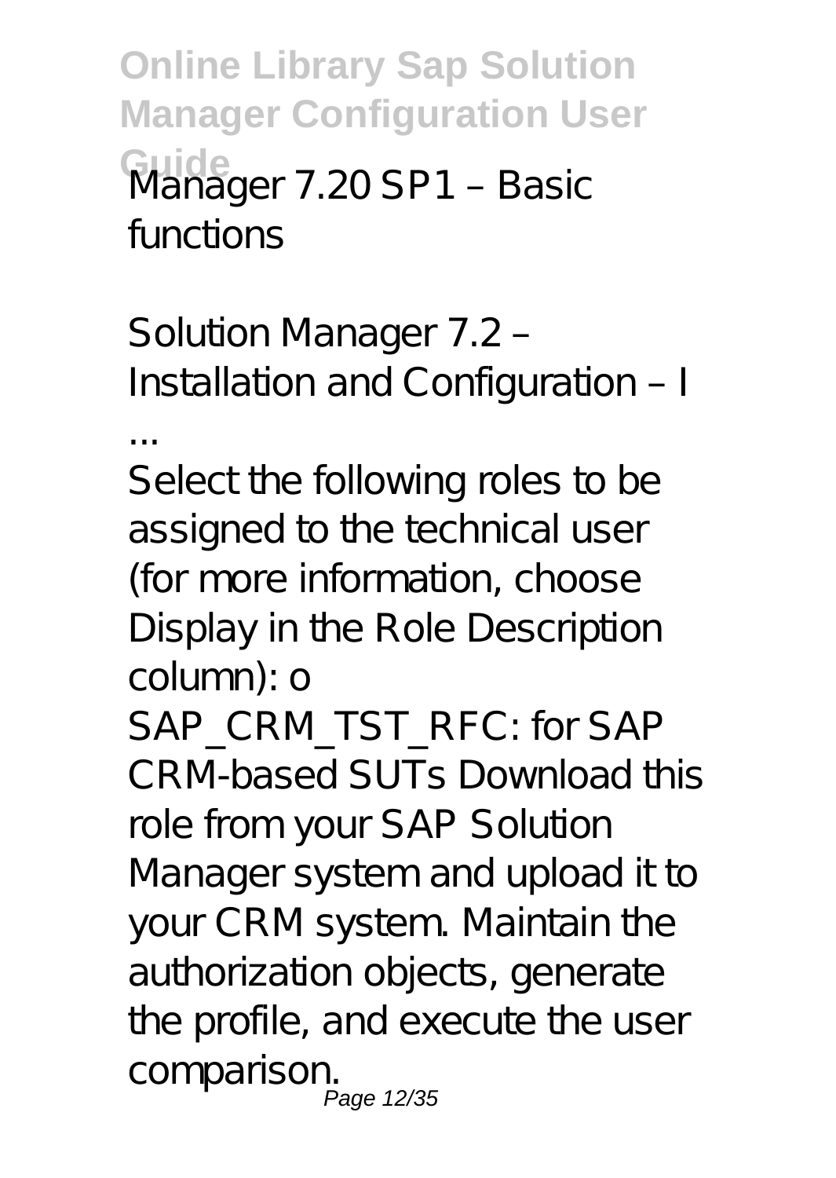Manager 7.20 SP1 – Basic functions

Solution Manager 7.2 – Installation and Configuration – I ...

Select the following roles to be assigned to the technical user (for more information, choose Display in the Role Description column): o SAP_CRM_TST_RFC: for SAP CRM-based SUTs Download this role from your SAP Solution Manager system and upload it to your CRM system. Maintain the authorization objects, generate the profile, and execute the user comparison.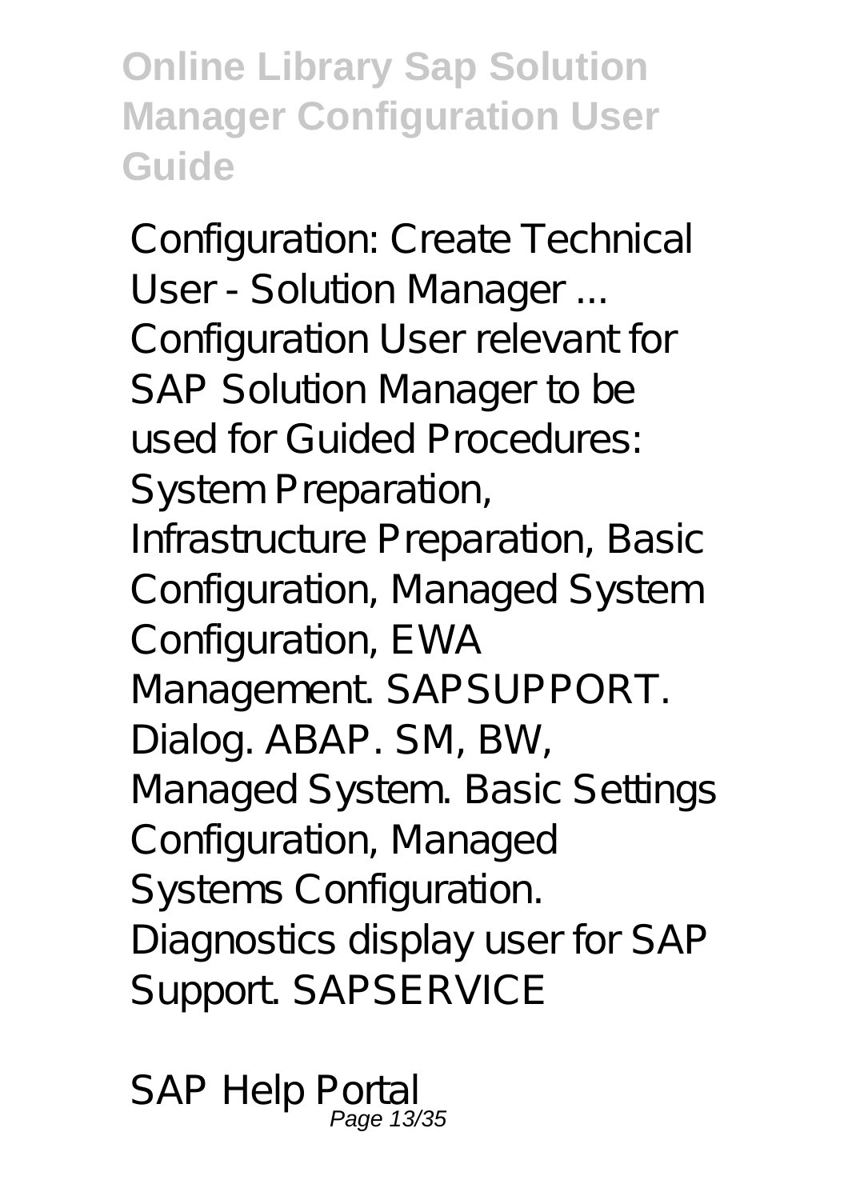Configuration: Create Technical User - Solution Manager ...

Configuration User relevant for SAP Solution Manager to be used for Guided Procedures: System Preparation, Infrastructure Preparation, Basic Configuration, Managed System Configuration, EWA Management. SAPSUPPORT. Dialog. ABAP. SM, BW, Managed System. Basic Settings Configuration, Managed Systems Configuration. Diagnostics display user for SAP Support. SAPSERVICE

SAP Help Portal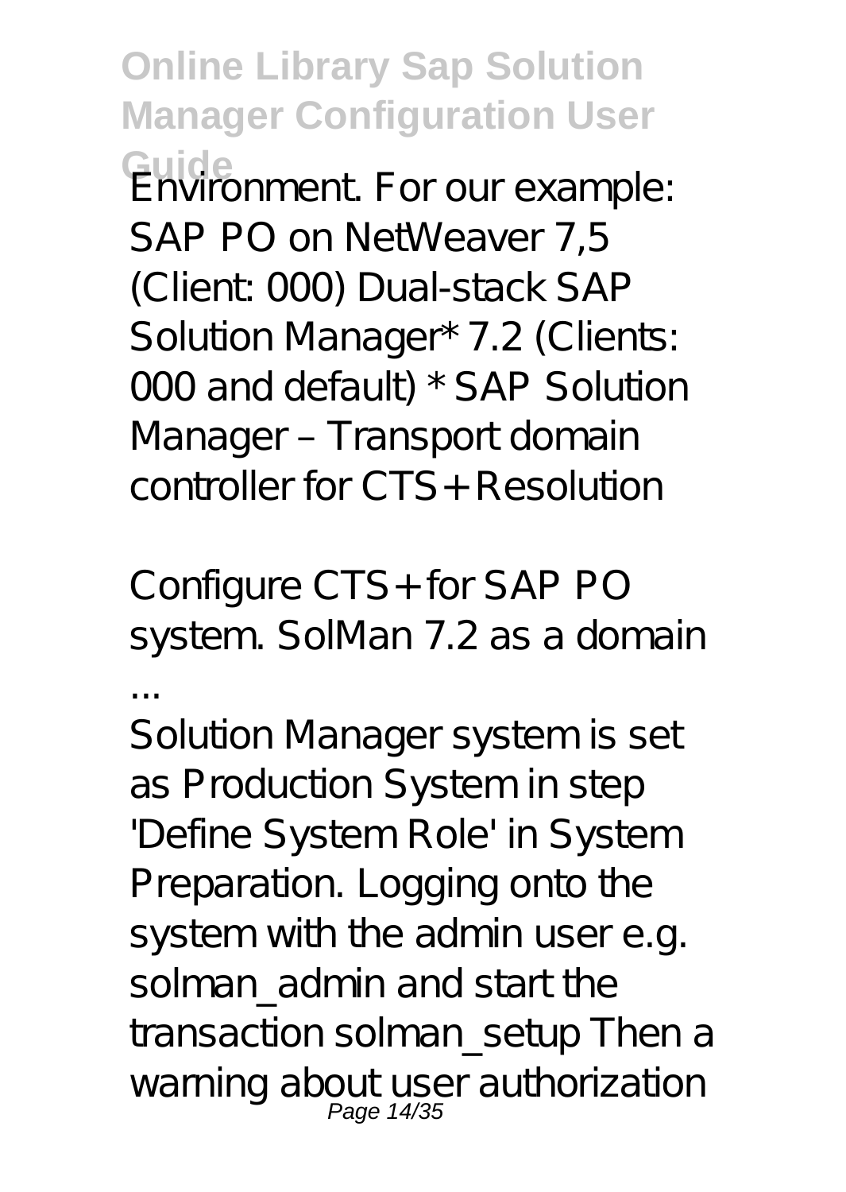Environment. For our example: SAP PO on NetWeaver 7,5 (Client: 000) Dual-stack SAP Solution Manager* 7.2 (Clients: 000 and default) * SAP Solution Manager – Transport domain controller for CTS+ Resolution

*Configure CTS+ for SAP PO system. SolMan 7.2 as a domain ...*

Solution Manager system is set as Production System in step 'Define System Role' in System Preparation. Logging onto the system with the admin user e.g. solman_admin and start the transaction solman_setup Then a warning about user authorization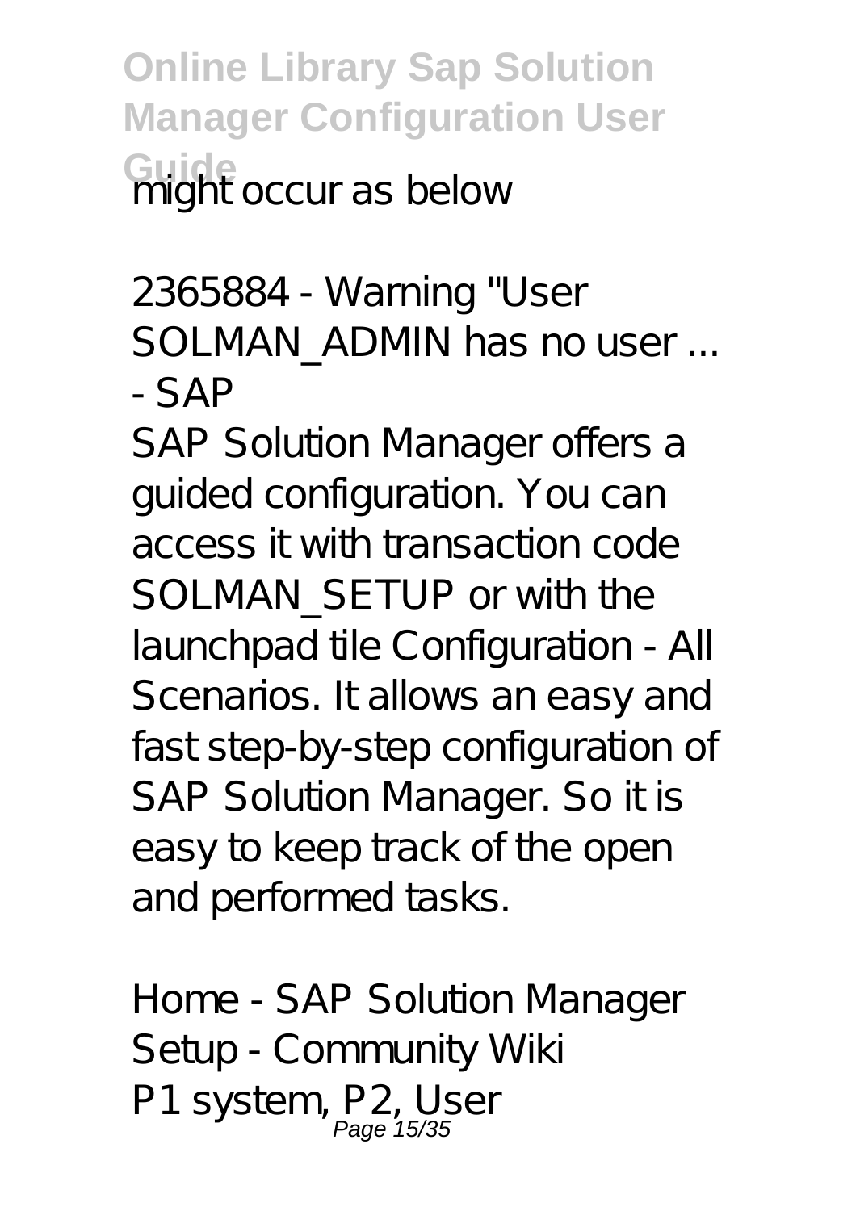might occur as below

*2365884 - Warning "User SOLMAN_ADMIN has no user ... - SAP*

SAP Solution Manager offers a guided configuration. You can access it with transaction code SOLMAN_SETUP or with the launchpad tile Configuration - All Scenarios. It allows an easy and fast step-by-step configuration of SAP Solution Manager. So it is easy to keep track of the open and performed tasks.

*Home - SAP Solution Manager Setup - Community Wiki*

P1 system, P2, User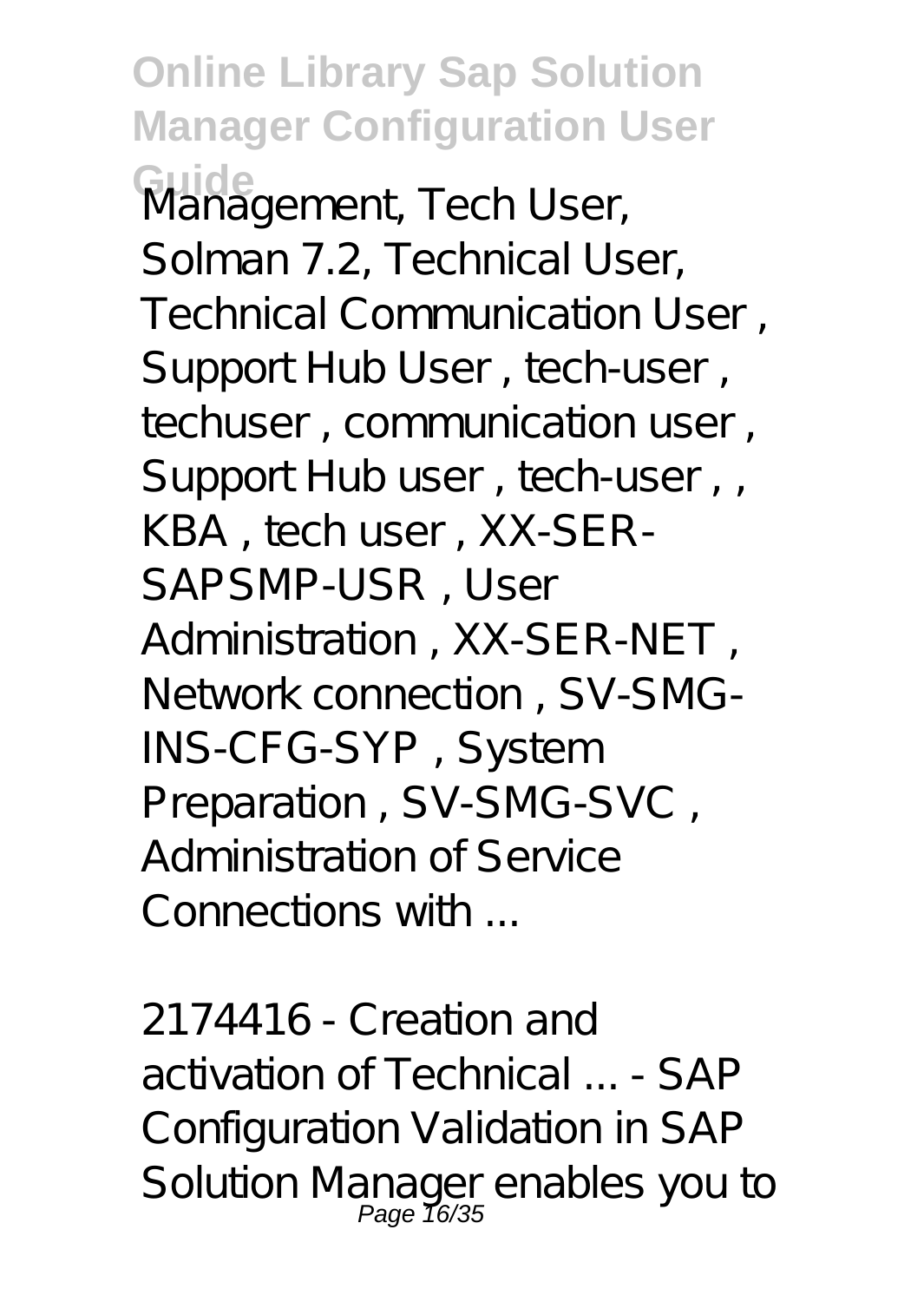Management, Tech User, Solman 7.2, Technical User, Technical Communication User , Support Hub User , tech-user , techuser , communication user , Support Hub user , tech-user , , KBA , tech user , XX-SER-SAPSMP-USR , User Administration , XX-SER-NET , Network connection , SV-SMG-INS-CFG-SYP , System Preparation , SV-SMG-SVC , Administration of Service Connections with ...

*2174416 - Creation and activation of Technical ... - SAP*

Configuration Validation in SAP Solution Manager enables you to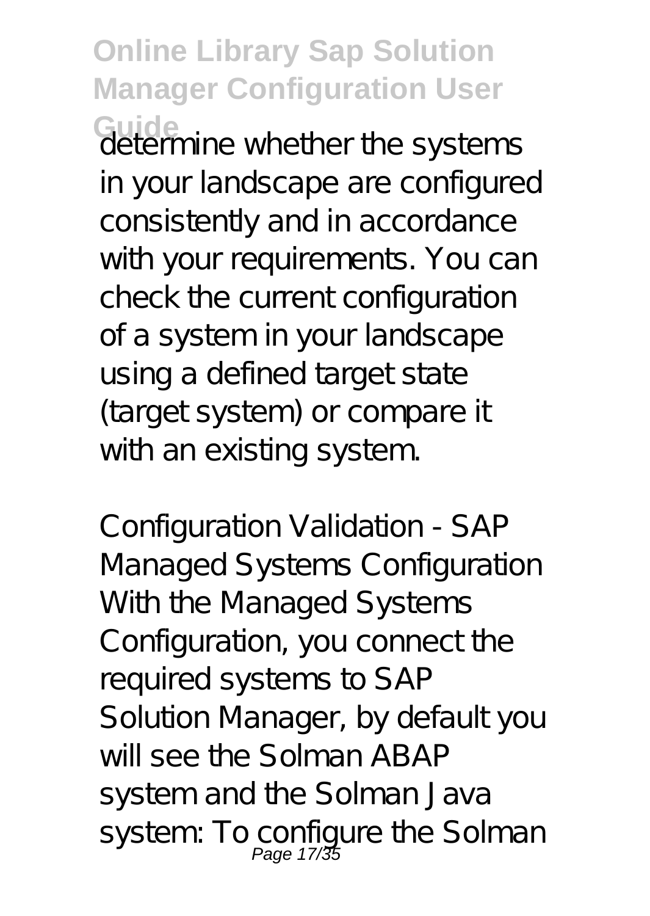determine whether the systems in your landscape are configured consistently and in accordance with your requirements. You can check the current configuration of a system in your landscape using a defined target state (target system) or compare it with an existing system.

*Configuration Validation - SAP*

Managed Systems Configuration With the Managed Systems Configuration, you connect the required systems to SAP Solution Manager, by default you will see the Solman ABAP system and the Solman Java system: To configure the Solman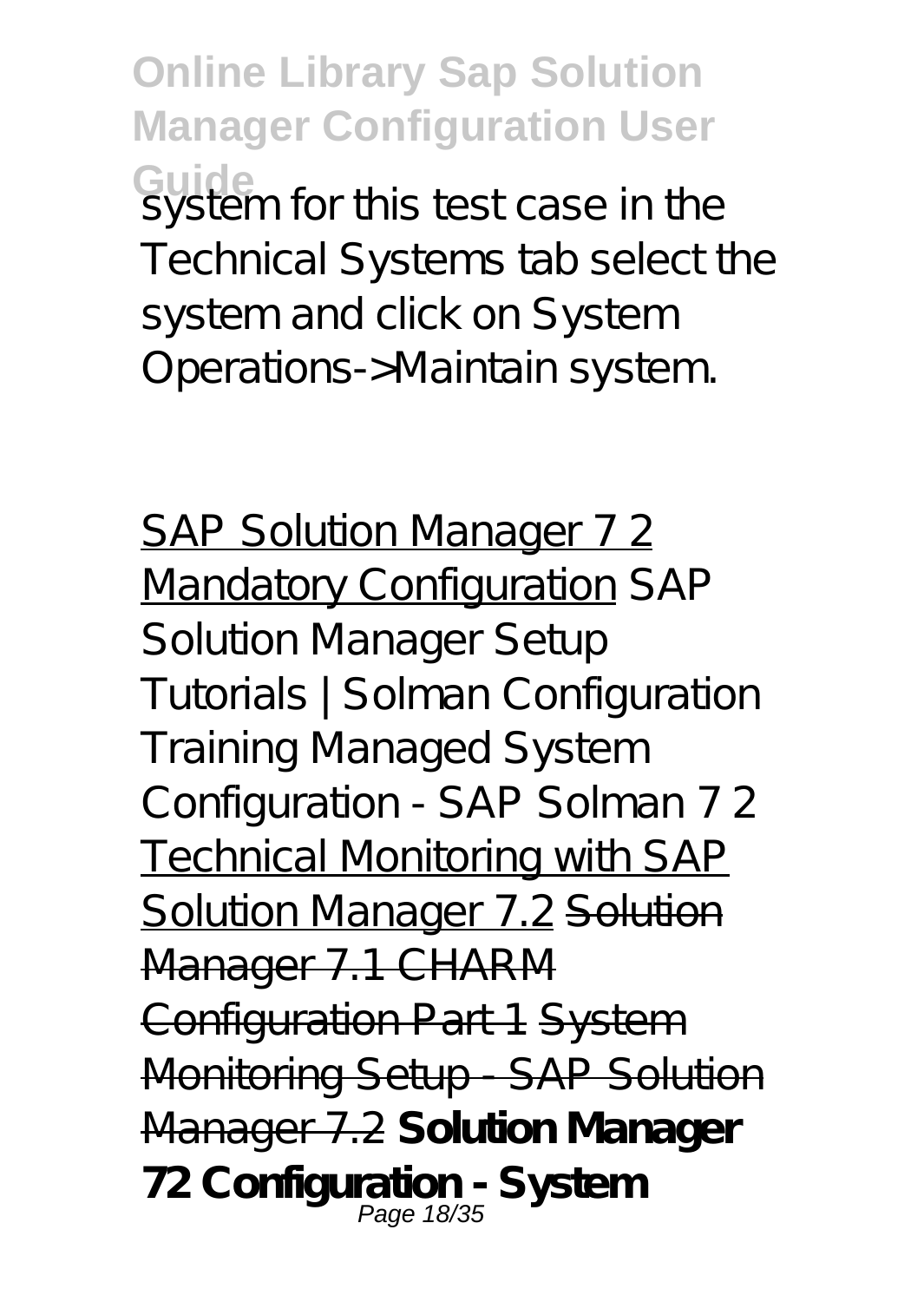system for this test case in the Technical Systems tab select the system and click on System Operations->Maintain system.

SAP Solution Manager 7 2 Mandatory Configuration SAP Solution Manager Setup Tutorials | Solman Configuration Training Managed System Configuration - SAP Solman 7 2 Technical Monitoring with SAP Solution Manager 7.2 ~~Solution Manager 7.1 CHARM Configuration Part 1~~ ~~System Monitoring Setup - SAP Solution Manager 7.2~~ **Solution Manager 72 Configuration - System**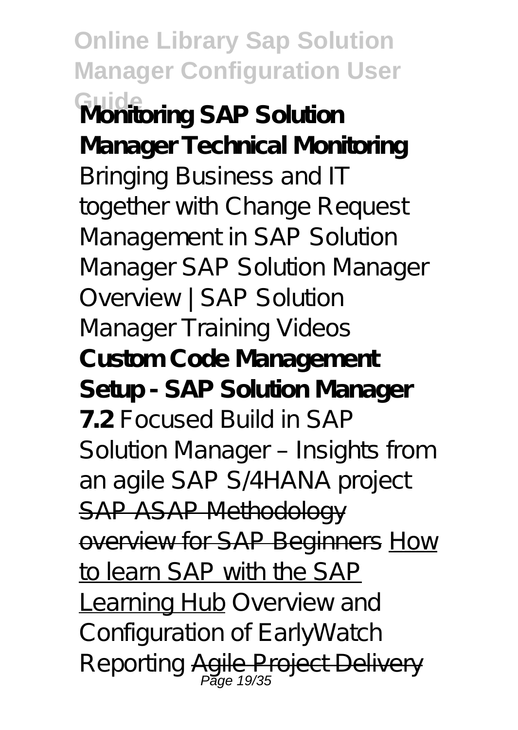**Monitoring SAP Solution Manager Technical Monitoring** *Bringing Business and IT together with Change Request Management in SAP Solution Manager SAP Solution Manager Overview | SAP Solution Manager Training Videos* **Custom Code Management Setup - SAP Solution Manager 7.2** *Focused Build in SAP Solution Manager – Insights from an agile SAP S/4HANA project* SAP ASAP Methodology overview for SAP Beginners How to learn SAP with the SAP Learning Hub *Overview and Configuration of EarlyWatch Reporting* Agile Project Delivery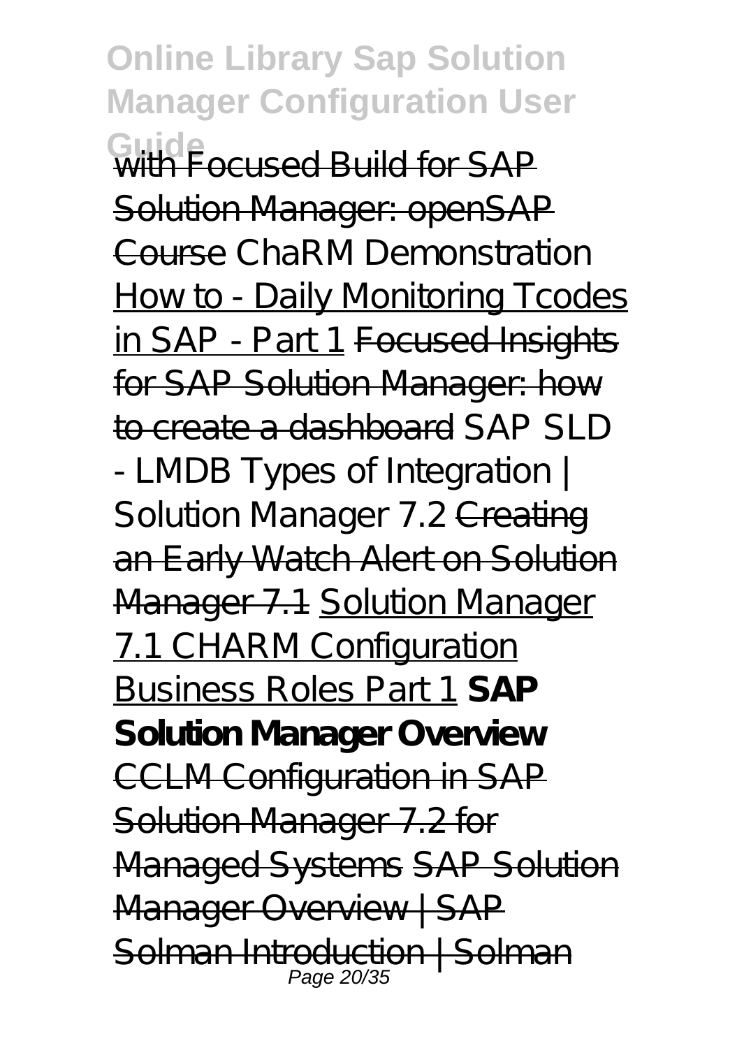with Focused Build for SAP Solution Manager: openSAP Course *ChaRM Demonstration* How to - Daily Monitoring Tcodes in SAP - Part 1 Focused Insights for SAP Solution Manager: how to create a dashboard *SAP SLD - LMDB Types of Integration | Solution Manager 7.2* Creating an Early Watch Alert on Solution Manager 7.1 Solution Manager 7.1 CHARM Configuration Business Roles Part 1 **SAP Solution Manager Overview** CCLM Configuration in SAP Solution Manager 7.2 for Managed Systems SAP Solution Manager Overview | SAP Solman Introduction | Solman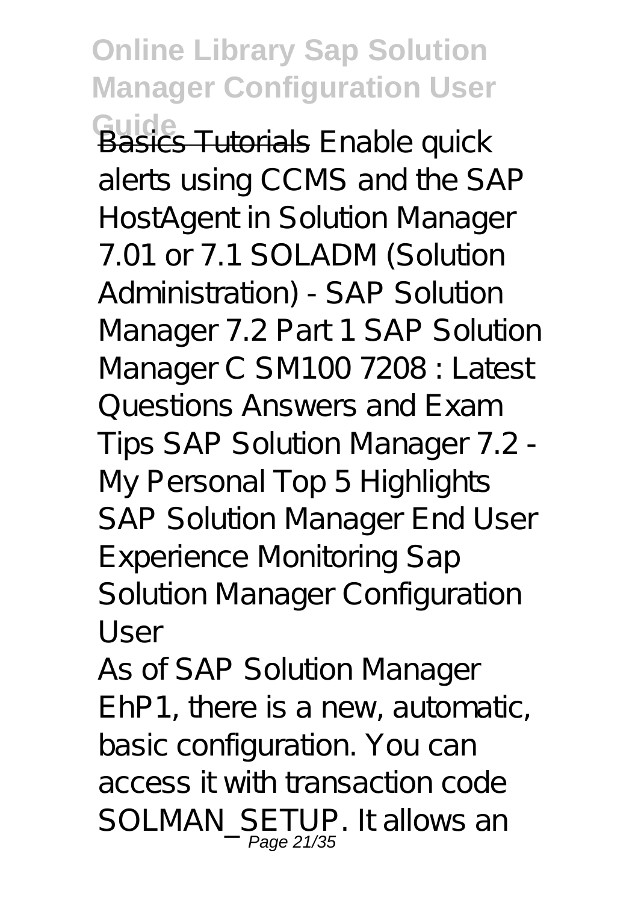Basics Tutorials Enable quick alerts using CCMS and the SAP HostAgent in Solution Manager 7.01 or 7.1 SOLADM (Solution Administration) - SAP Solution Manager 7.2 Part 1 SAP Solution Manager C SM100 7208 : Latest Questions Answers and Exam Tips SAP Solution Manager 7.2 - My Personal Top 5 Highlights SAP Solution Manager End User Experience Monitoring Sap Solution Manager Configuration User

As of SAP Solution Manager EhP1, there is a new, automatic, basic configuration. You can access it with transaction code SOLMAN_SETUP. It allows an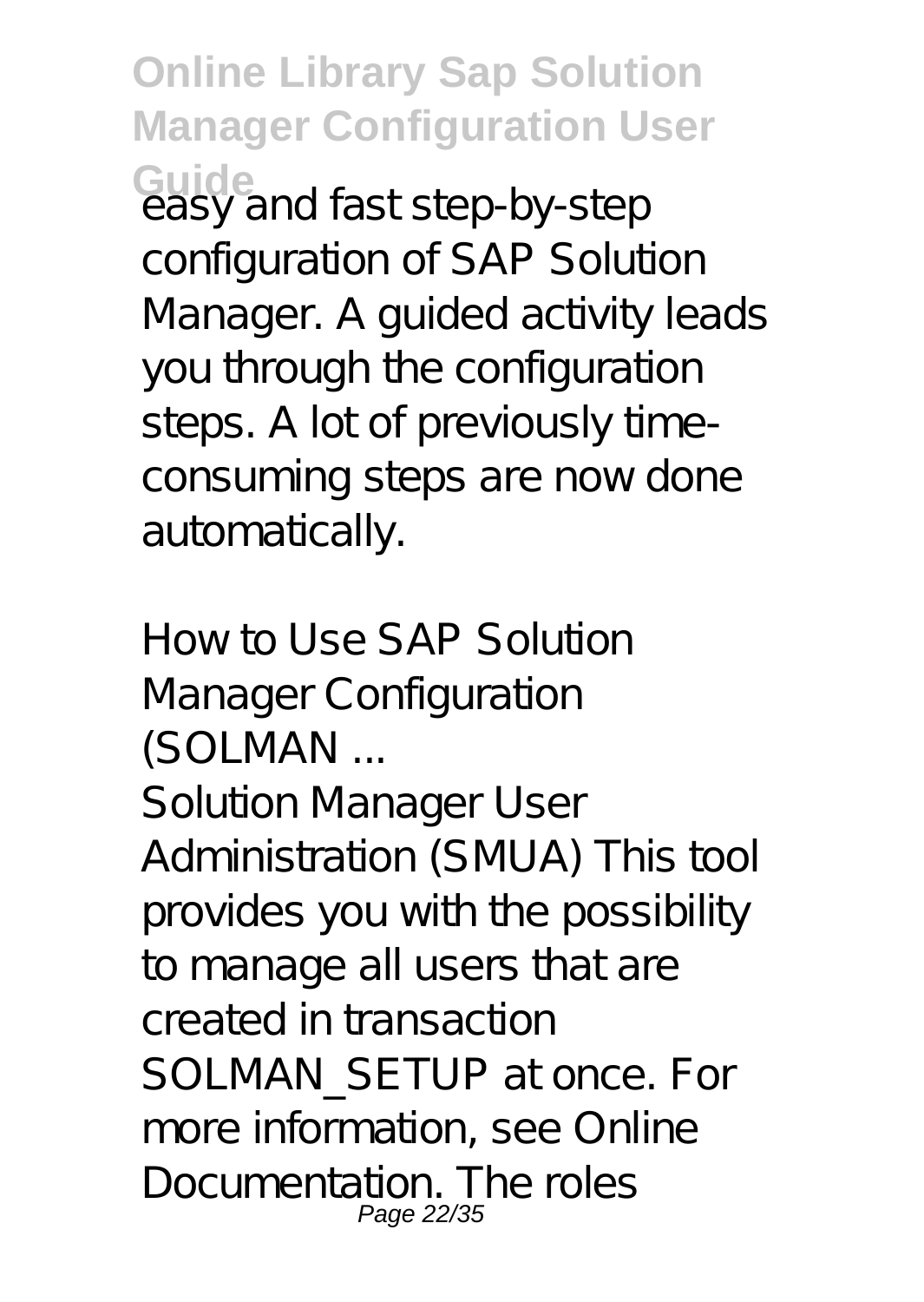easy and fast step-by-step configuration of SAP Solution Manager. A guided activity leads you through the configuration steps. A lot of previously time-consuming steps are now done automatically.

*How to Use SAP Solution Manager Configuration (SOLMAN ...*

Solution Manager User Administration (SMUA) This tool provides you with the possibility to manage all users that are created in transaction SOLMAN_SETUP at once. For more information, see Online Documentation. The roles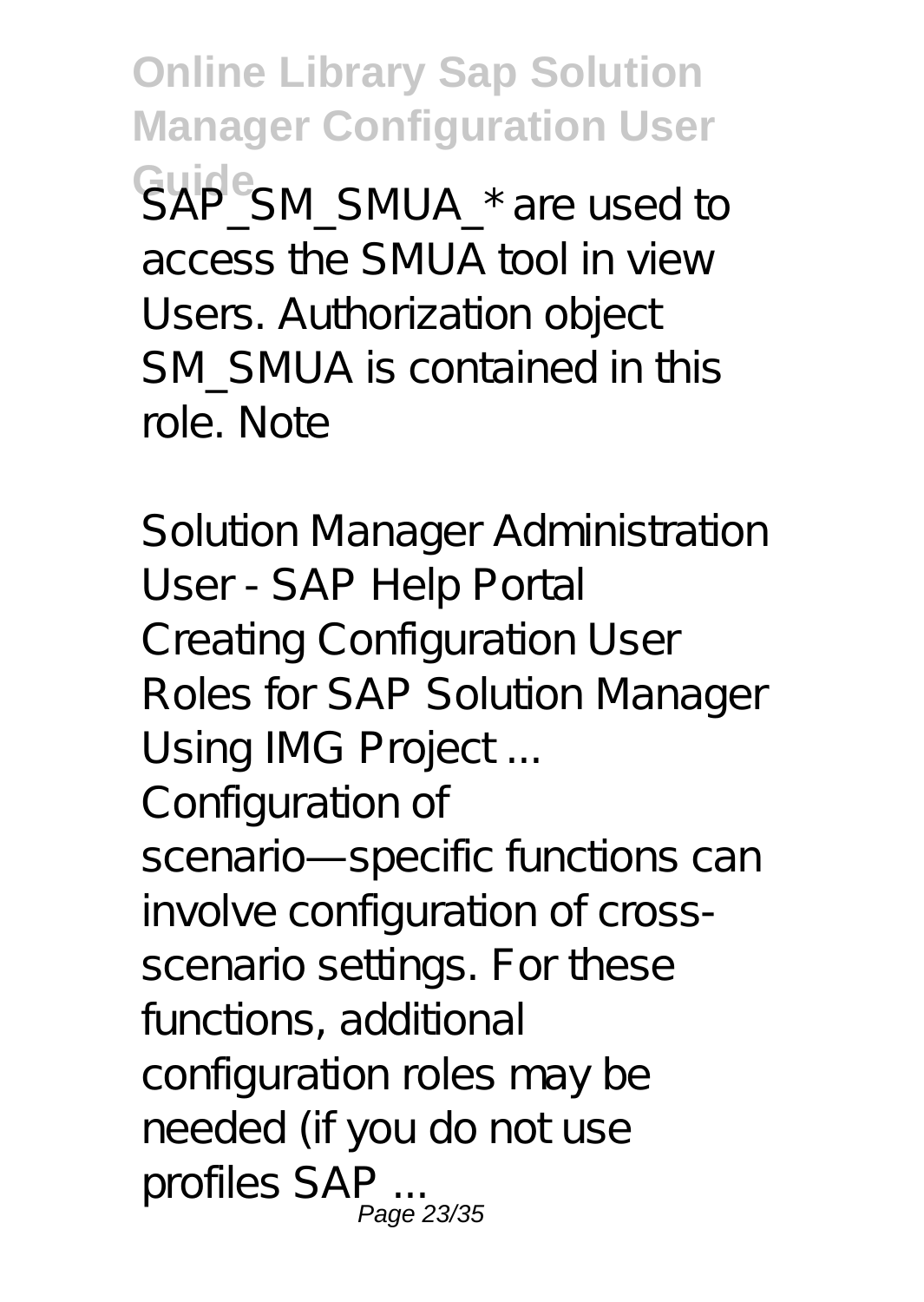SAP_SM_SMUA_* are used to access the SMUA tool in view Users. Authorization object SM_SMUA is contained in this role. Note

*Solution Manager Administration User - SAP Help Portal*

Creating Configuration User Roles for SAP Solution Manager Using IMG Project ...

Configuration of scenario—specific functions can involve configuration of cross-scenario settings. For these functions, additional configuration roles may be needed (if you do not use profiles SAP ...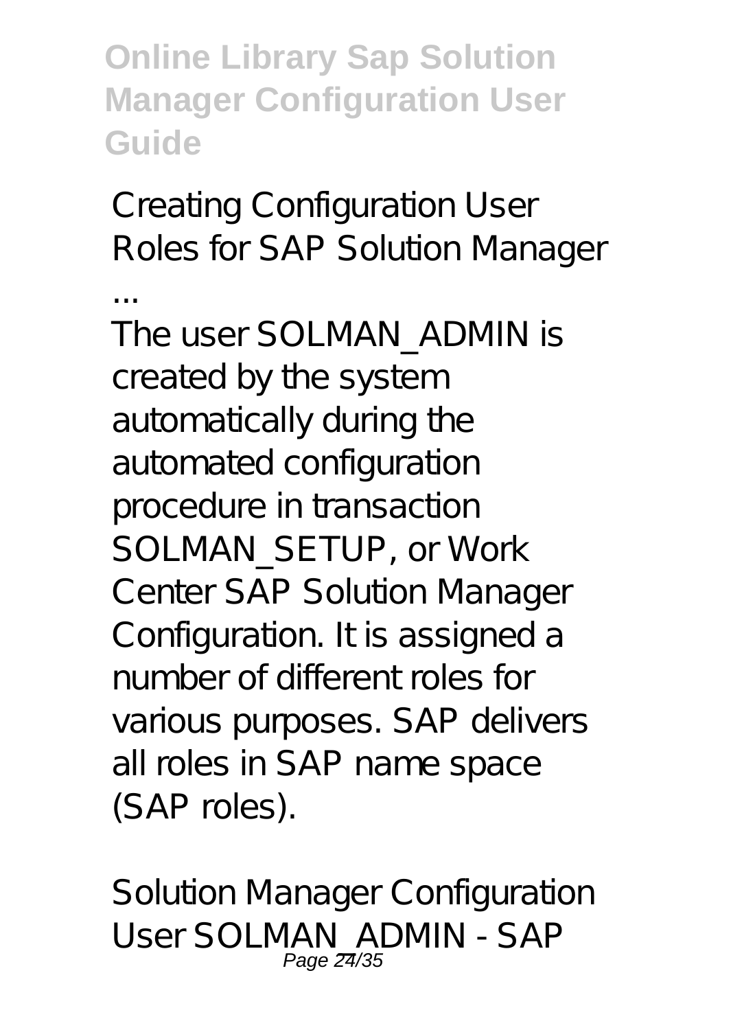Creating Configuration User Roles for SAP Solution Manager ...

The user SOLMAN_ADMIN is created by the system automatically during the automated configuration procedure in transaction SOLMAN_SETUP, or Work Center SAP Solution Manager Configuration. It is assigned a number of different roles for various purposes. SAP delivers all roles in SAP name space (SAP roles).

Solution Manager Configuration User SOLMAN_ADMIN - SAP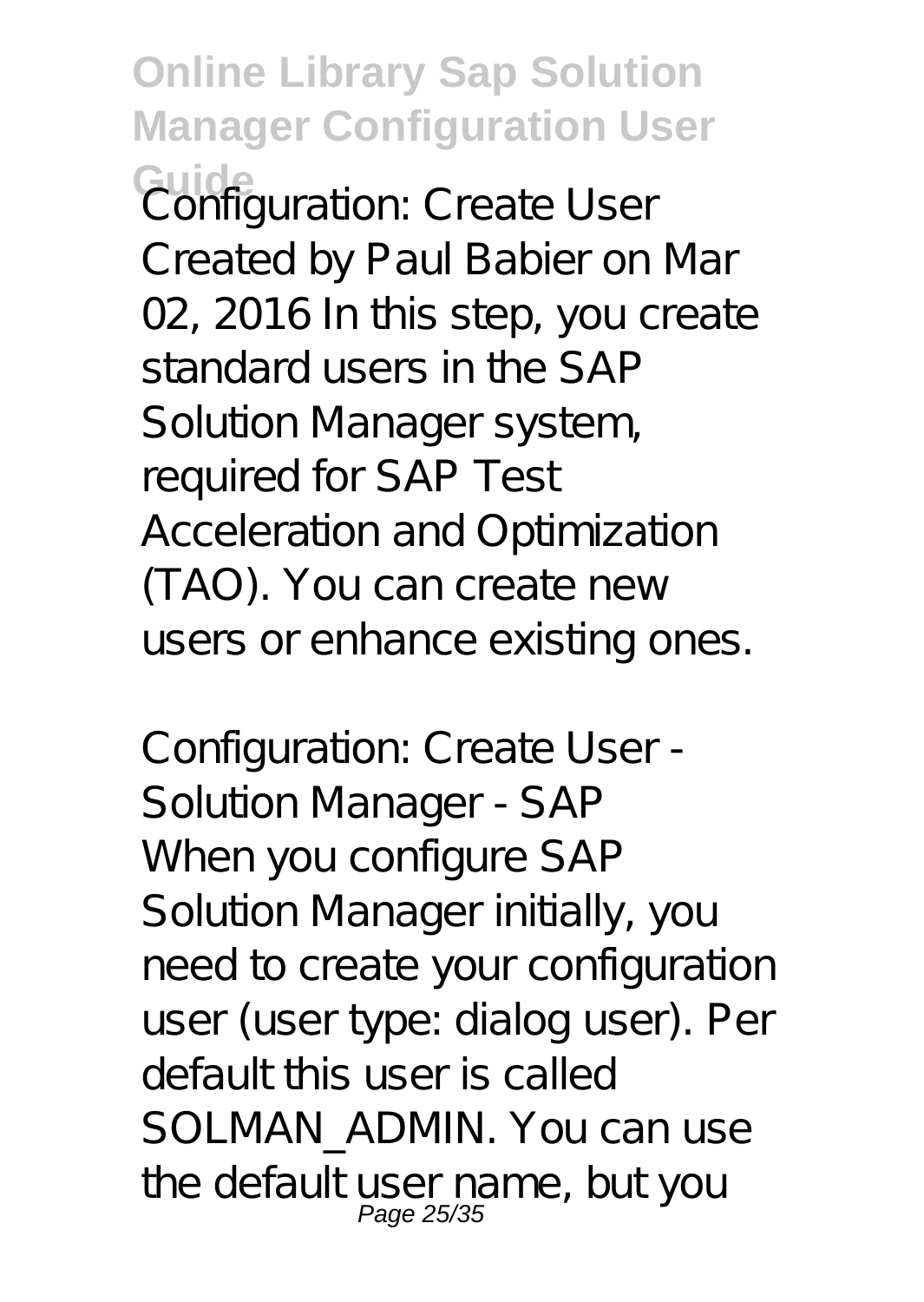Configuration: Create User Created by Paul Babier on Mar 02, 2016 In this step, you create standard users in the SAP Solution Manager system, required for SAP Test Acceleration and Optimization (TAO). You can create new users or enhance existing ones.

*Configuration: Create User - Solution Manager - SAP*

When you configure SAP Solution Manager initially, you need to create your configuration user (user type: dialog user). Per default this user is called SOLMAN_ADMIN. You can use the default user name, but you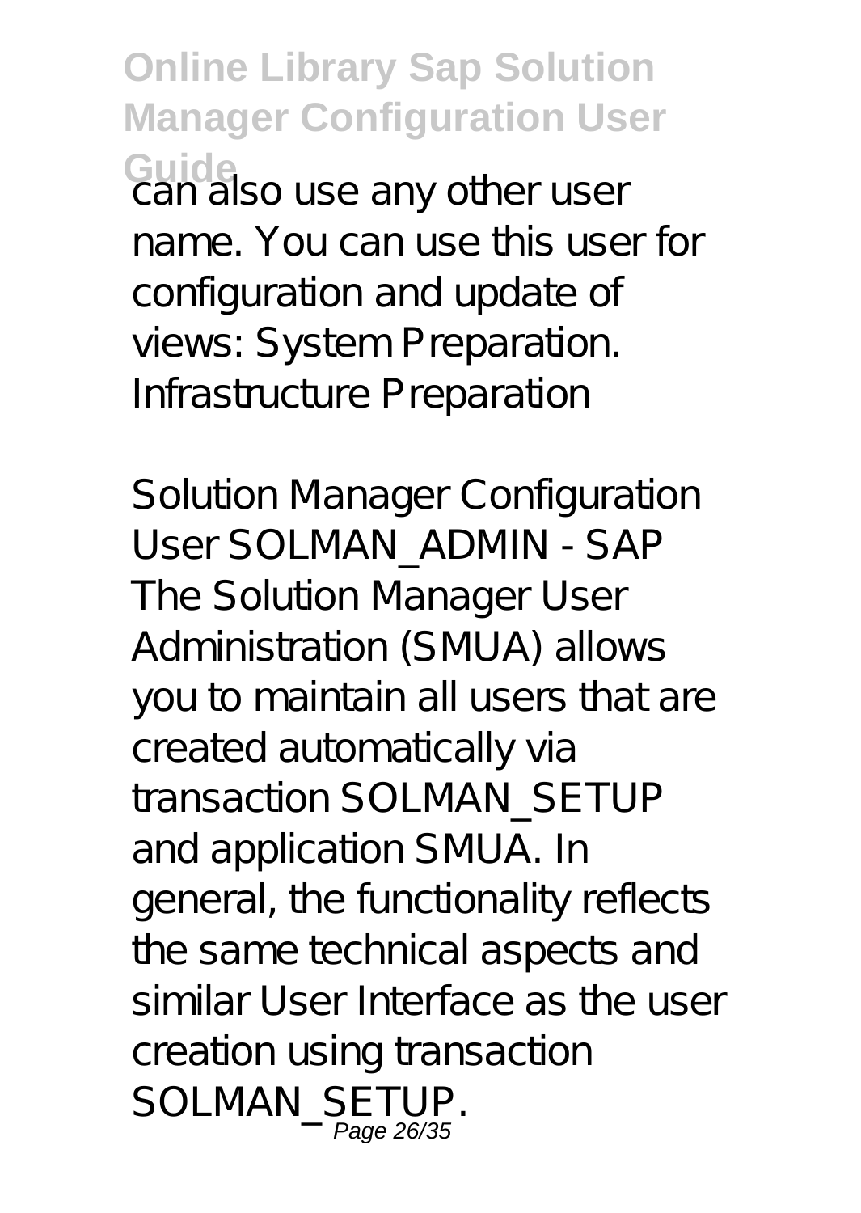can also use any other user name. You can use this user for configuration and update of views: System Preparation. Infrastructure Preparation

*Solution Manager Configuration User SOLMAN_ADMIN - SAP*

The Solution Manager User Administration (SMUA) allows you to maintain all users that are created automatically via transaction SOLMAN_SETUP and application SMUA. In general, the functionality reflects the same technical aspects and similar User Interface as the user creation using transaction SOLMAN_SETUP.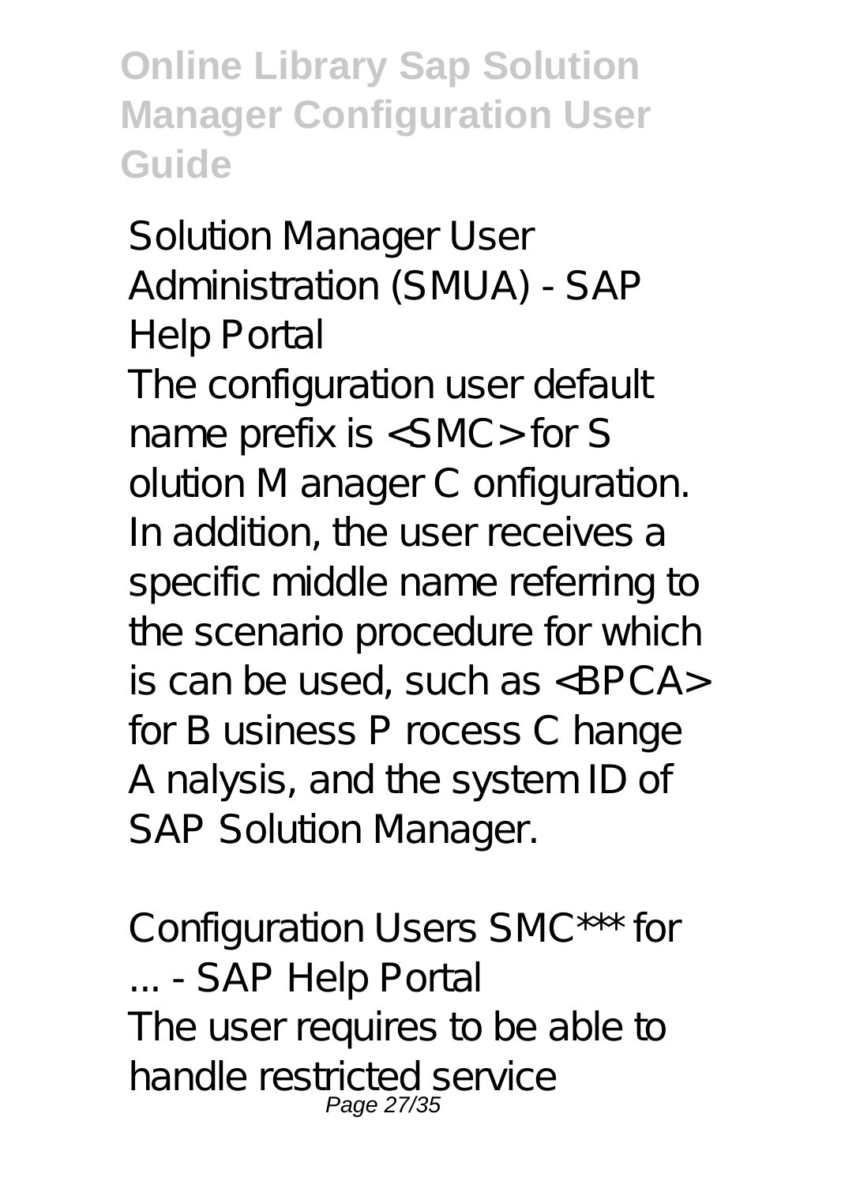Solution Manager User Administration (SMUA) - SAP Help Portal

The configuration user default name prefix is <SMC> for S olution M anager C onfiguration. In addition, the user receives a specific middle name referring to the scenario procedure for which is can be used, such as <BPCA> for B usiness P rocess C hange A nalysis, and the system ID of SAP Solution Manager.

Configuration Users SMC*** for ... - SAP Help Portal

The user requires to be able to handle restricted service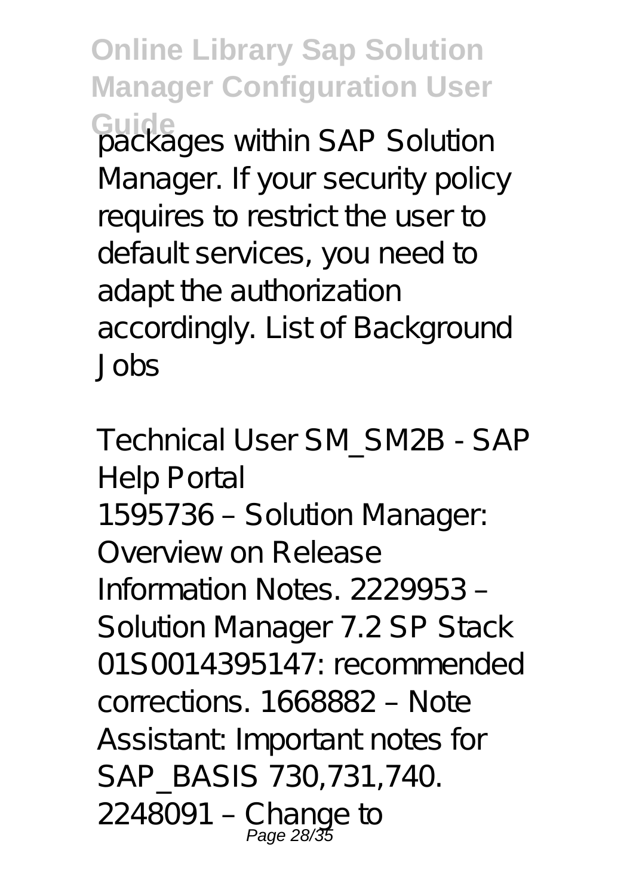packages within SAP Solution Manager. If your security policy requires to restrict the user to default services, you need to adapt the authorization accordingly. List of Background Jobs

*Technical User SM_SM2B - SAP Help Portal*

1595736 – Solution Manager: Overview on Release Information Notes. 2229953 – Solution Manager 7.2 SP Stack 01S0014395147: recommended corrections. 1668882 – Note Assistant: Important notes for SAP_BASIS 730,731,740. 2248091 – Change to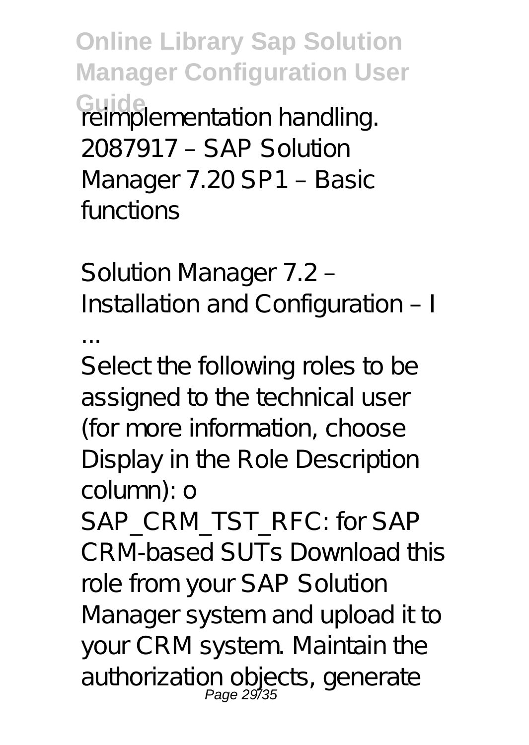reimplementation handling. 2087917 – SAP Solution Manager 7.20 SP1 – Basic functions

*Solution Manager 7.2 – Installation and Configuration – I ...*

Select the following roles to be assigned to the technical user (for more information, choose Display in the Role Description column): o SAP_CRM_TST_RFC: for SAP CRM-based SUTs Download this role from your SAP Solution Manager system and upload it to your CRM system. Maintain the authorization objects, generate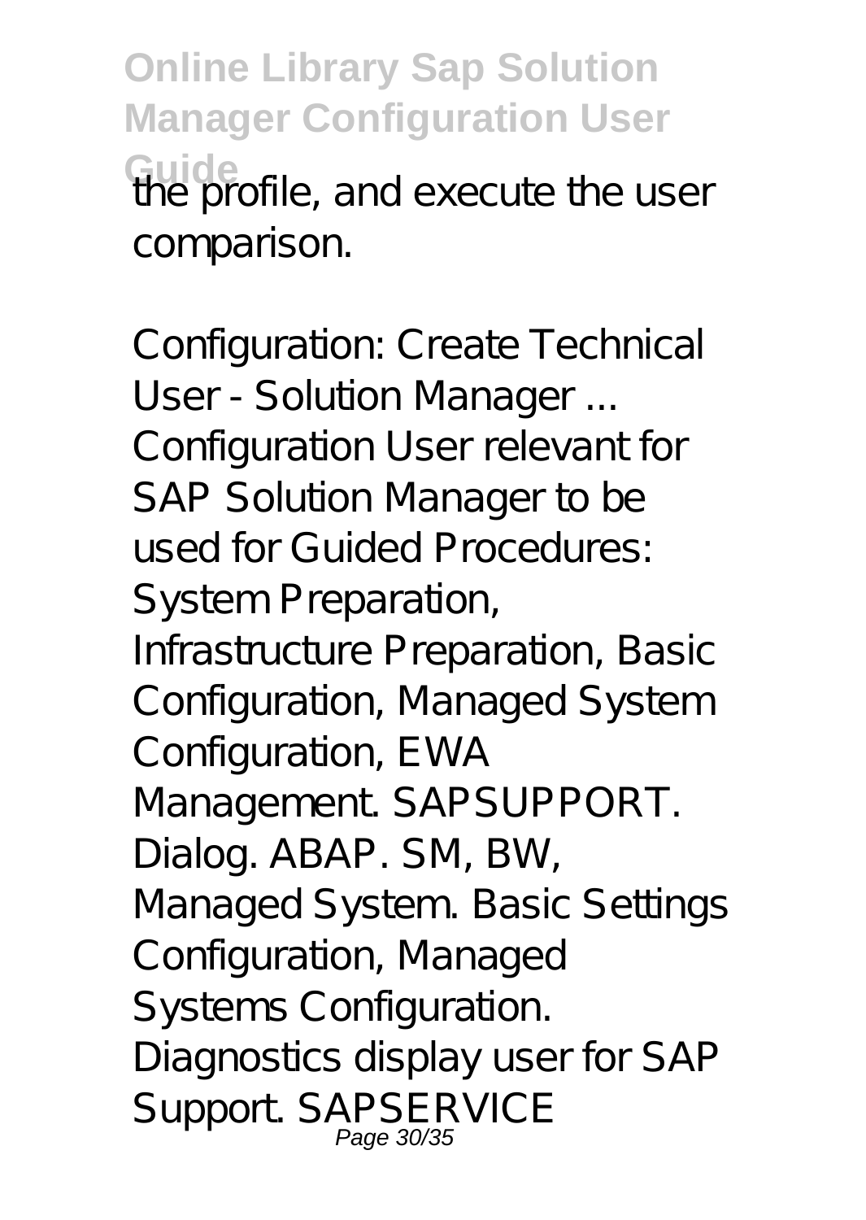the profile, and execute the user comparison.

Configuration: Create Technical User - Solution Manager ...
Configuration User relevant for SAP Solution Manager to be used for Guided Procedures: System Preparation, Infrastructure Preparation, Basic Configuration, Managed System Configuration, EWA Management. SAPSUPPORT. Dialog. ABAP. SM, BW, Managed System. Basic Settings Configuration, Managed Systems Configuration. Diagnostics display user for SAP Support. SAPSERVICE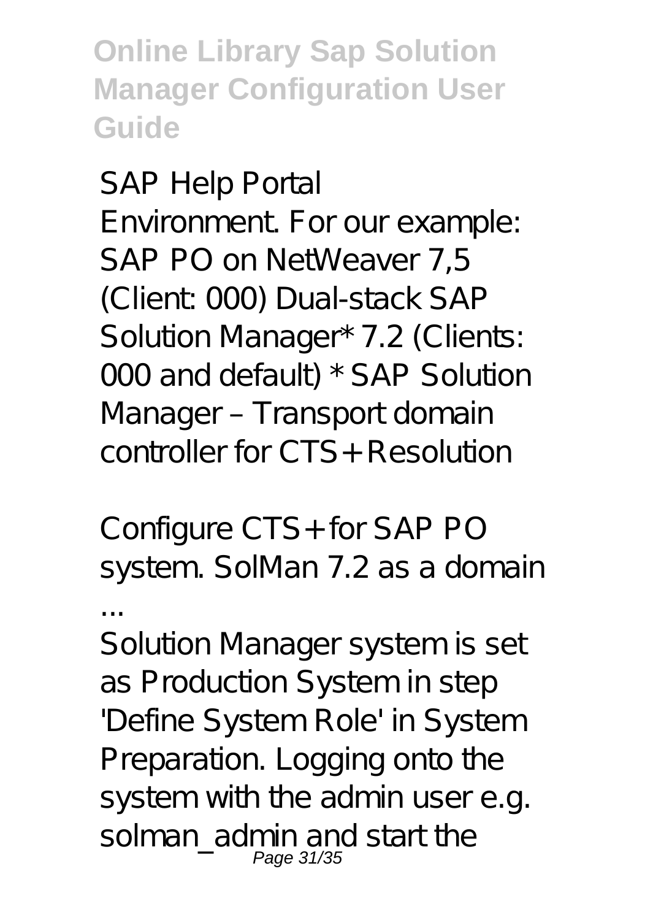*SAP Help Portal*

Environment. For our example: SAP PO on NetWeaver 7,5 (Client: 000) Dual-stack SAP Solution Manager* 7.2 (Clients: 000 and default) * SAP Solution Manager – Transport domain controller for CTS+ Resolution

*Configure CTS+ for SAP PO system. SolMan 7.2 as a domain ...*

Solution Manager system is set as Production System in step 'Define System Role' in System Preparation. Logging onto the system with the admin user e.g. solman_admin and start the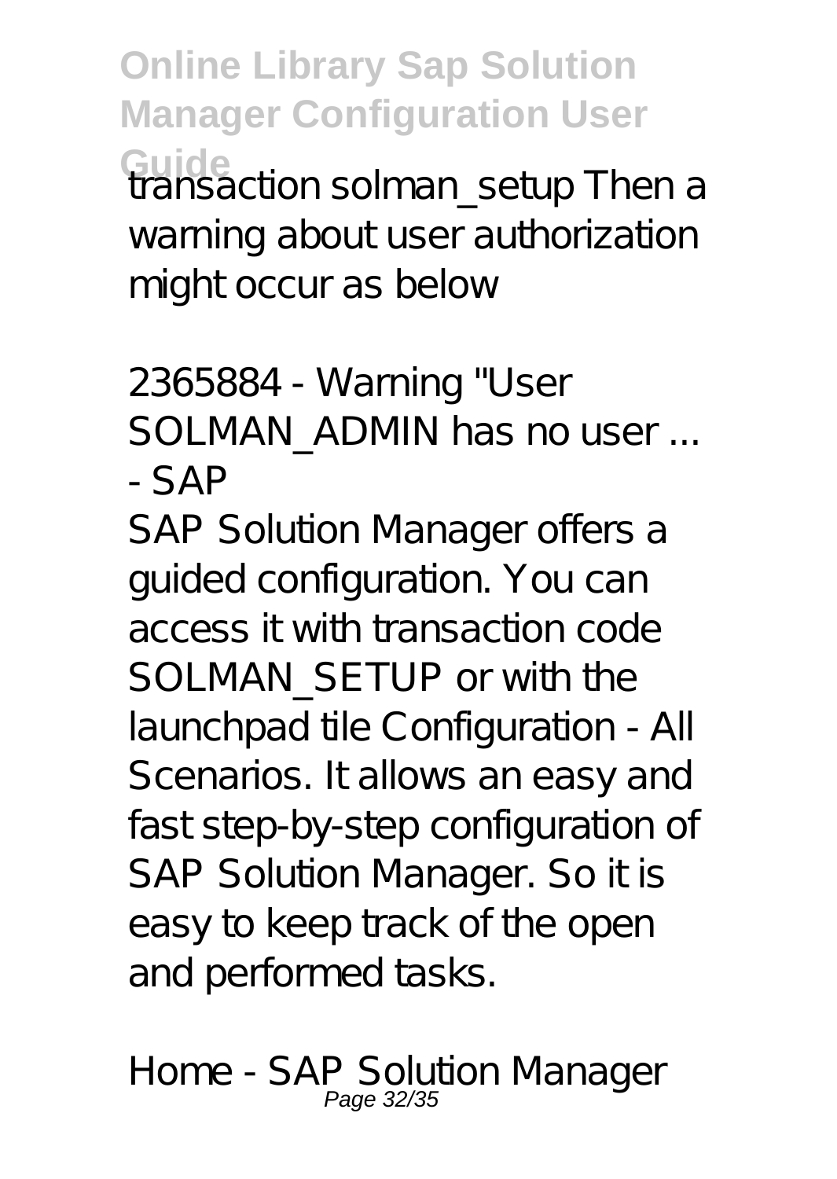transaction solman_setup Then a warning about user authorization might occur as below

*2365884 - Warning "User SOLMAN_ADMIN has no user ... - SAP*

SAP Solution Manager offers a guided configuration. You can access it with transaction code SOLMAN_SETUP or with the launchpad tile Configuration - All Scenarios. It allows an easy and fast step-by-step configuration of SAP Solution Manager. So it is easy to keep track of the open and performed tasks.

*Home - SAP Solution Manager*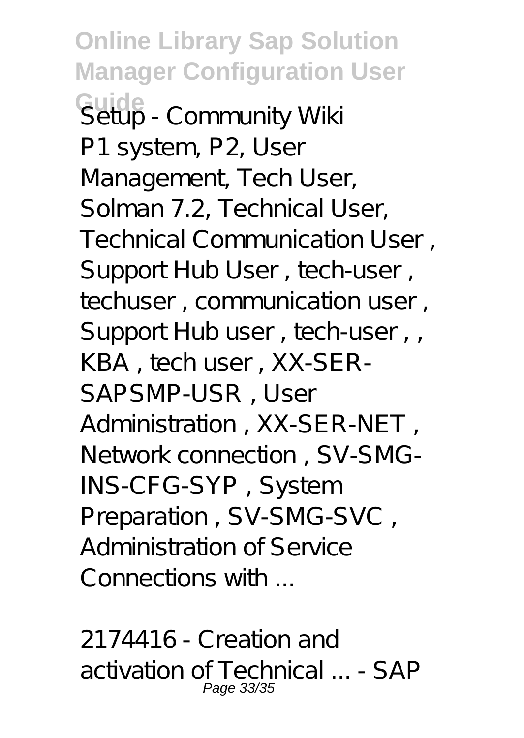*Setup - Community Wiki*

P1 system, P2, User Management, Tech User, Solman 7.2, Technical User, Technical Communication User , Support Hub User , tech-user , techuser , communication user , Support Hub user , tech-user , , KBA , tech user , XX-SER-SAPSMP-USR , User Administration , XX-SER-NET , Network connection , SV-SMG-INS-CFG-SYP , System Preparation , SV-SMG-SVC , Administration of Service Connections with ...

*2174416 - Creation and activation of Technical ... - SAP*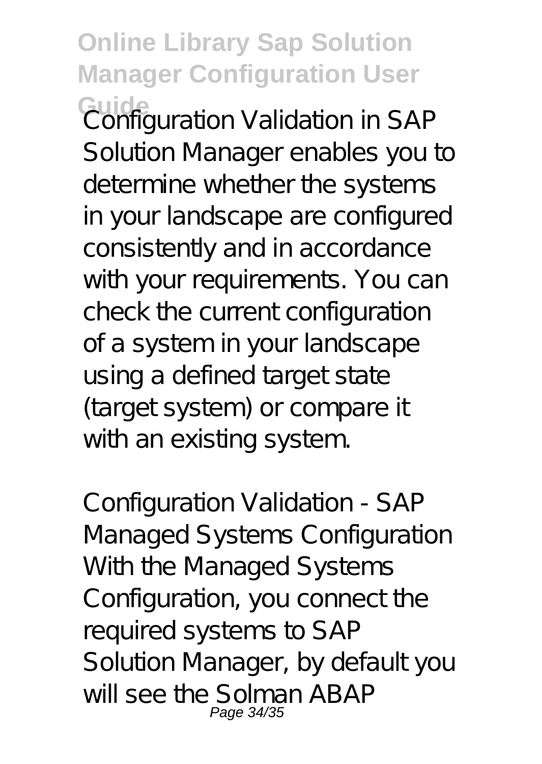Configuration Validation in SAP Solution Manager enables you to determine whether the systems in your landscape are configured consistently and in accordance with your requirements. You can check the current configuration of a system in your landscape using a defined target state (target system) or compare it with an existing system.

*Configuration Validation - SAP*

Managed Systems Configuration With the Managed Systems Configuration, you connect the required systems to SAP Solution Manager, by default you will see the Solman ABAP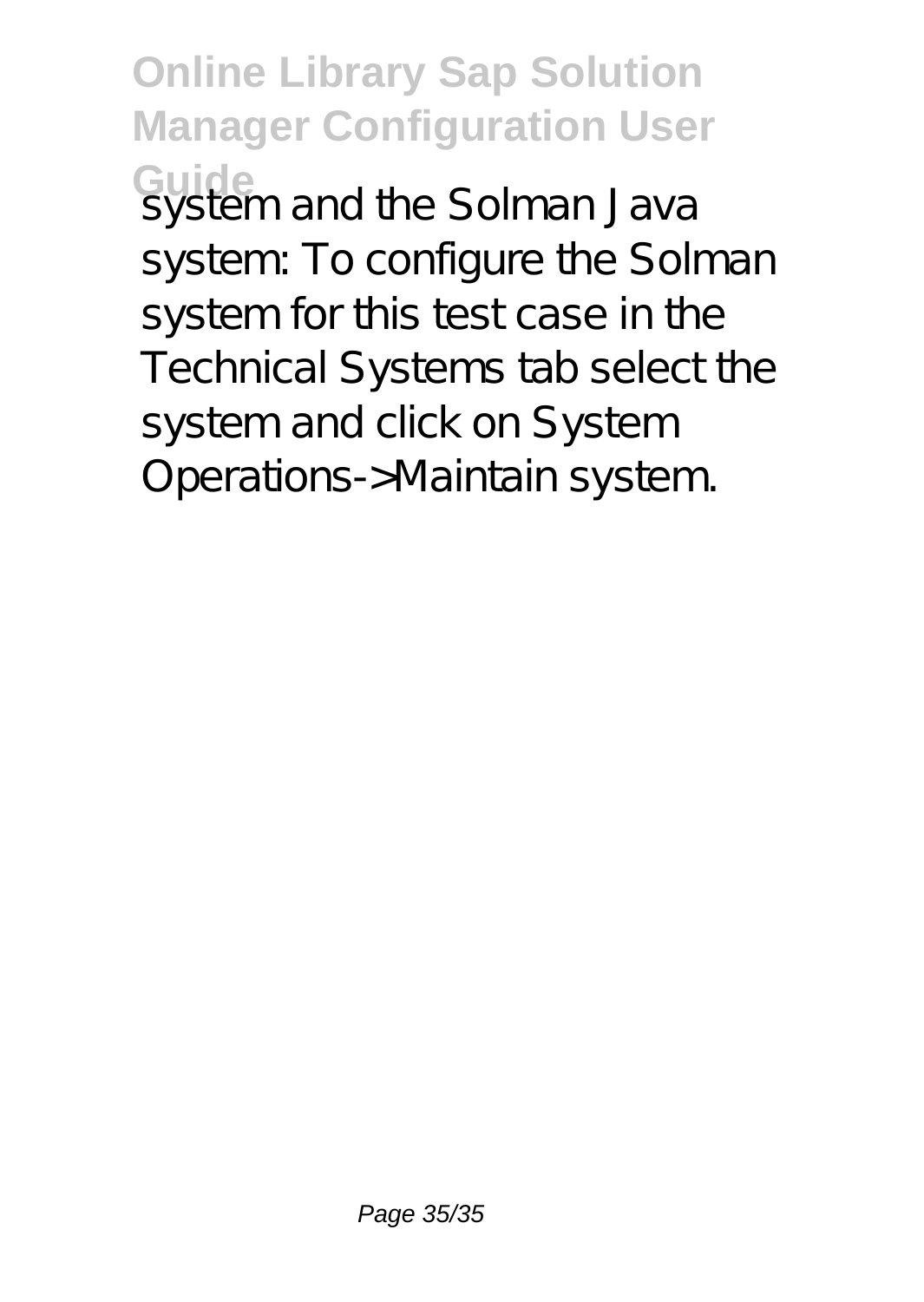system and the Solman Java system: To configure the Solman system for this test case in the Technical Systems tab select the system and click on System Operations->Maintain system.